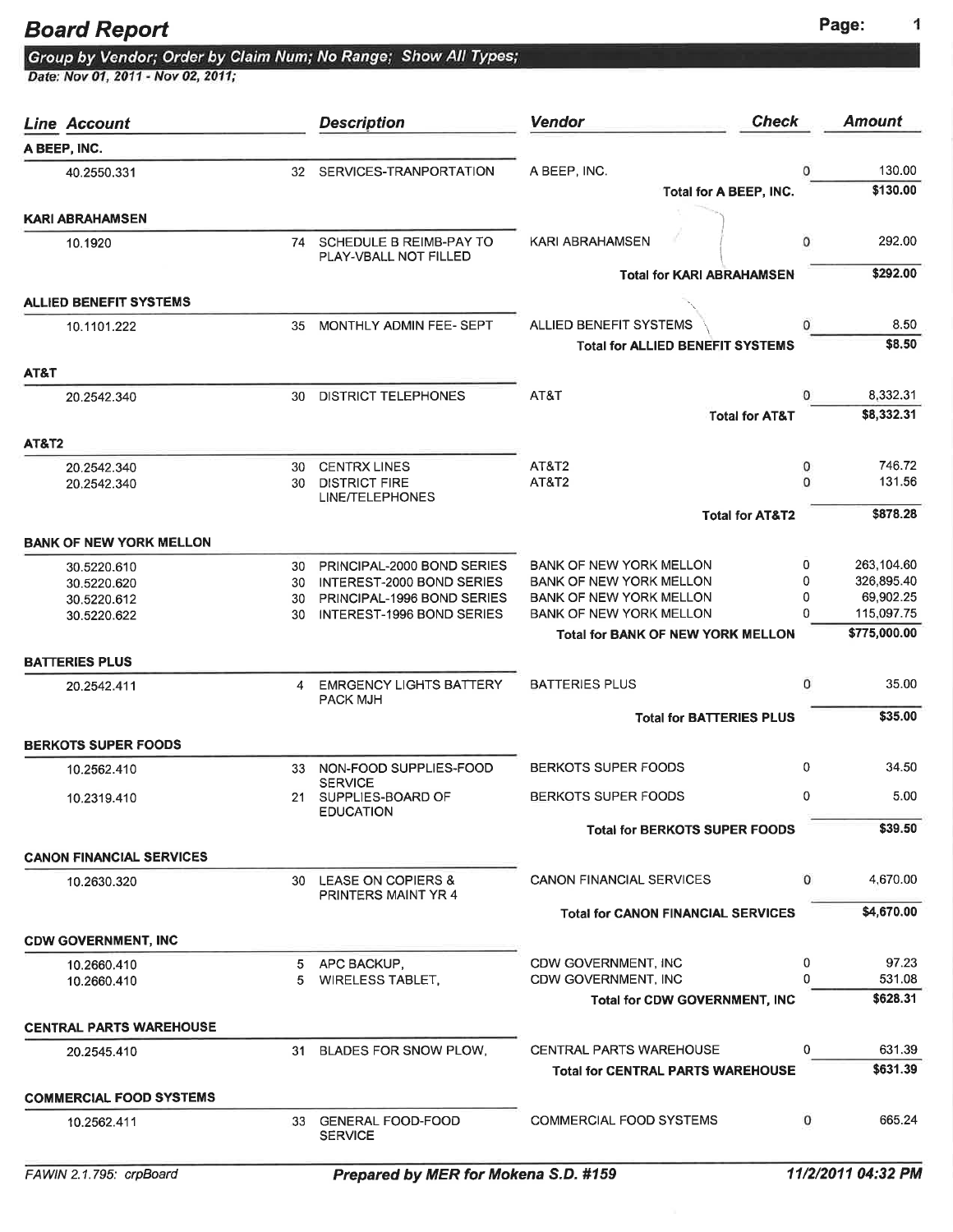# Board Report

**Group by Vendor; Order by Claim Num; No Range; Show All Types;**
**Date: Nov 01, 2011 - Nov 02, 2011;**

| Account | Line | Description | Vendor | Check | Amount |
|---|---|---|---|---|---|
| **A BEEP, INC.** | | | | | |
| 40.2550.331 | 32 | SERVICES-TRANPORTATION | A BEEP, INC. | 0 | 130.00 |
| | | | **Total for A BEEP, INC.** | | **$130.00** |
| **KARI ABRAHAMSEN** | | | | | |
| 10.1920 | 74 | SCHEDULE B REIMB-PAY TO PLAY-VBALL NOT FILLED | KARI ABRAHAMSEN | 0 | 292.00 |
| | | | **Total for KARI ABRAHAMSEN** | | **$292.00** |
| **ALLIED BENEFIT SYSTEMS** | | | | | |
| 10.1101.222 | 35 | MONTHLY ADMIN FEE- SEPT | ALLIED BENEFIT SYSTEMS | 0 | 8.50 |
| | | | **Total for ALLIED BENEFIT SYSTEMS** | | **$8.50** |
| **AT&T** | | | | | |
| 20.2542.340 | 30 | DISTRICT TELEPHONES | AT&T | 0 | 8,332.31 |
| | | | **Total for AT&T** | | **$8,332.31** |
| **AT&T2** | | | | | |
| 20.2542.340 | 30 | CENTRX LINES | AT&T2 | 0 | 746.72 |
| 20.2542.340 | 30 | DISTRICT FIRE LINE/TELEPHONES | AT&T2 | 0 | 131.56 |
| | | | **Total for AT&T2** | | **$878.28** |
| **BANK OF NEW YORK MELLON** | | | | | |
| 30.5220.610 | 30 | PRINCIPAL-2000 BOND SERIES | BANK OF NEW YORK MELLON | 0 | 263,104.60 |
| 30.5220.620 | 30 | INTEREST-2000 BOND SERIES | BANK OF NEW YORK MELLON | 0 | 326,895.40 |
| 30.5220.612 | 30 | PRINCIPAL-1996 BOND SERIES | BANK OF NEW YORK MELLON | 0 | 69,902.25 |
| 30.5220.622 | 30 | INTEREST-1996 BOND SERIES | BANK OF NEW YORK MELLON | 0 | 115,097.75 |
| | | | **Total for BANK OF NEW YORK MELLON** | | **$775,000.00** |
| **BATTERIES PLUS** | | | | | |
| 20.2542.411 | 4 | EMRGENCY LIGHTS BATTERY PACK MJH | BATTERIES PLUS | 0 | 35.00 |
| | | | **Total for BATTERIES PLUS** | | **$35.00** |
| **BERKOTS SUPER FOODS** | | | | | |
| 10.2562.410 | 33 | NON-FOOD SUPPLIES-FOOD SERVICE | BERKOTS SUPER FOODS | 0 | 34.50 |
| 10.2319.410 | 21 | SUPPLIES-BOARD OF EDUCATION | BERKOTS SUPER FOODS | 0 | 5.00 |
| | | | **Total for BERKOTS SUPER FOODS** | | **$39.50** |
| **CANON FINANCIAL SERVICES** | | | | | |
| 10.2630.320 | 30 | LEASE ON COPIERS & PRINTERS MAINT YR 4 | CANON FINANCIAL SERVICES | 0 | 4,670.00 |
| | | | **Total for CANON FINANCIAL SERVICES** | | **$4,670.00** |
| **CDW GOVERNMENT, INC** | | | | | |
| 10.2660.410 | 5 | APC BACKUP, | CDW GOVERNMENT, INC | 0 | 97.23 |
| 10.2660.410 | 5 | WIRELESS TABLET, | CDW GOVERNMENT, INC | 0 | 531.08 |
| | | | **Total for CDW GOVERNMENT, INC** | | **$628.31** |
| **CENTRAL PARTS WAREHOUSE** | | | | | |
| 20.2545.410 | 31 | BLADES FOR SNOW PLOW, | CENTRAL PARTS WAREHOUSE | 0 | 631.39 |
| | | | **Total for CENTRAL PARTS WAREHOUSE** | | **$631.39** |
| **COMMERCIAL FOOD SYSTEMS** | | | | | |
| 10.2562.411 | 33 | GENERAL FOOD-FOOD SERVICE | COMMERCIAL FOOD SYSTEMS | 0 | 665.24 |

FAWIN 2.1.795: crpBoard — *Prepared by MER for Mokena S.D. #159* — 11/2/2011 04:32 PM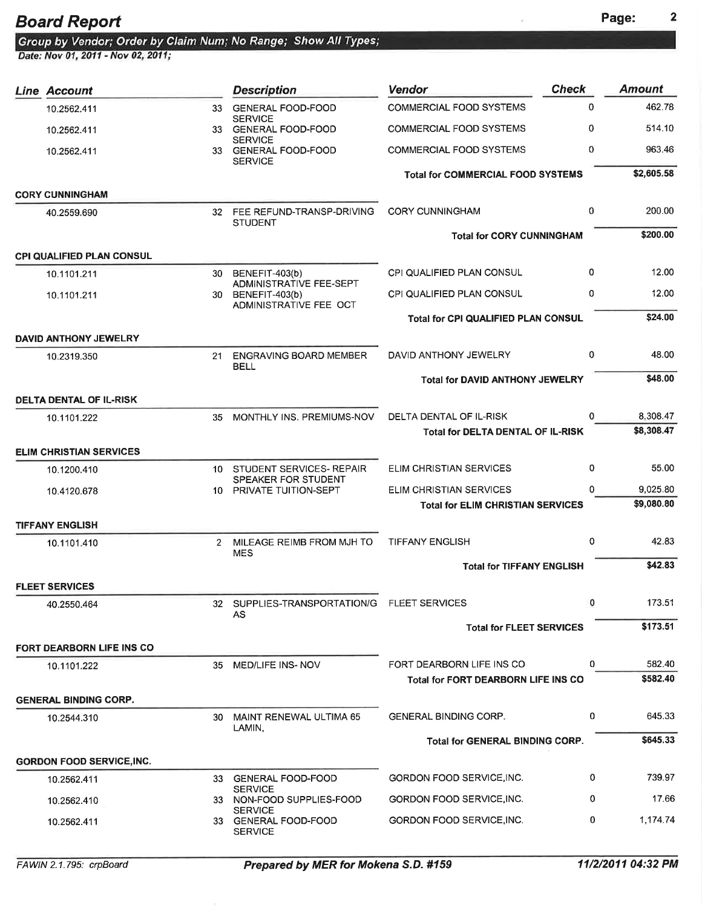# Board Report

**Group by Vendor; Order by Claim Num; No Range; Show All Types;**

**Date: Nov 01, 2011 - Nov 02, 2011;**

| Line | Account | | Description | Vendor | Check | Amount |
|---|---|---|---|---|---|---|
| | 10.2562.411 | 33 | GENERAL FOOD-FOOD SERVICE | COMMERCIAL FOOD SYSTEMS | 0 | 462.78 |
| | 10.2562.411 | 33 | GENERAL FOOD-FOOD SERVICE | COMMERCIAL FOOD SYSTEMS | 0 | 514.10 |
| | 10.2562.411 | 33 | GENERAL FOOD-FOOD SERVICE | COMMERCIAL FOOD SYSTEMS | 0 | 963.46 |
| | | | | **Total for COMMERCIAL FOOD SYSTEMS** | | **$2,605.58** |
| **CORY CUNNINGHAM** | | | | | | |
| | 40.2559.690 | 32 | FEE REFUND-TRANSP-DRIVING STUDENT | CORY CUNNINGHAM | 0 | 200.00 |
| | | | | **Total for CORY CUNNINGHAM** | | **$200.00** |
| **CPI QUALIFIED PLAN CONSUL** | | | | | | |
| | 10.1101.211 | 30 | BENEFIT-403(b) ADMINISTRATIVE FEE-SEPT | CPI QUALIFIED PLAN CONSUL | 0 | 12.00 |
| | 10.1101.211 | 30 | BENEFIT-403(b) ADMINISTRATIVE FEE OCT | CPI QUALIFIED PLAN CONSUL | 0 | 12.00 |
| | | | | **Total for CPI QUALIFIED PLAN CONSUL** | | **$24.00** |
| **DAVID ANTHONY JEWELRY** | | | | | | |
| | 10.2319.350 | 21 | ENGRAVING BOARD MEMBER BELL | DAVID ANTHONY JEWELRY | 0 | 48.00 |
| | | | | **Total for DAVID ANTHONY JEWELRY** | | **$48.00** |
| **DELTA DENTAL OF IL-RISK** | | | | | | |
| | 10.1101.222 | 35 | MONTHLY INS. PREMIUMS-NOV | DELTA DENTAL OF IL-RISK | 0 | 8,308.47 |
| | | | | **Total for DELTA DENTAL OF IL-RISK** | | **$8,308.47** |
| **ELIM CHRISTIAN SERVICES** | | | | | | |
| | 10.1200.410 | 10 | STUDENT SERVICES- REPAIR SPEAKER FOR STUDENT | ELIM CHRISTIAN SERVICES | 0 | 55.00 |
| | 10.4120.678 | 10 | PRIVATE TUITION-SEPT | ELIM CHRISTIAN SERVICES | 0 | 9,025.80 |
| | | | | **Total for ELIM CHRISTIAN SERVICES** | | **$9,080.80** |
| **TIFFANY ENGLISH** | | | | | | |
| | 10.1101.410 | 2 | MILEAGE REIMB FROM MJH TO MES | TIFFANY ENGLISH | 0 | 42.83 |
| | | | | **Total for TIFFANY ENGLISH** | | **$42.83** |
| **FLEET SERVICES** | | | | | | |
| | 40.2550.464 | 32 | SUPPLIES-TRANSPORTATION/GAS | FLEET SERVICES | 0 | 173.51 |
| | | | | **Total for FLEET SERVICES** | | **$173.51** |
| **FORT DEARBORN LIFE INS CO** | | | | | | |
| | 10.1101.222 | 35 | MED/LIFE INS- NOV | FORT DEARBORN LIFE INS CO | 0 | 582.40 |
| | | | | **Total for FORT DEARBORN LIFE INS CO** | | **$582.40** |
| **GENERAL BINDING CORP.** | | | | | | |
| | 10.2544.310 | 30 | MAINT RENEWAL ULTIMA 65 LAMIN, | GENERAL BINDING CORP. | 0 | 645.33 |
| | | | | **Total for GENERAL BINDING CORP.** | | **$645.33** |
| **GORDON FOOD SERVICE,INC.** | | | | | | |
| | 10.2562.411 | 33 | GENERAL FOOD-FOOD SERVICE | GORDON FOOD SERVICE,INC. | 0 | 739.97 |
| | 10.2562.410 | 33 | NON-FOOD SUPPLIES-FOOD SERVICE | GORDON FOOD SERVICE,INC. | 0 | 17.66 |
| | 10.2562.411 | 33 | GENERAL FOOD-FOOD SERVICE | GORDON FOOD SERVICE,INC. | 0 | 1,174.74 |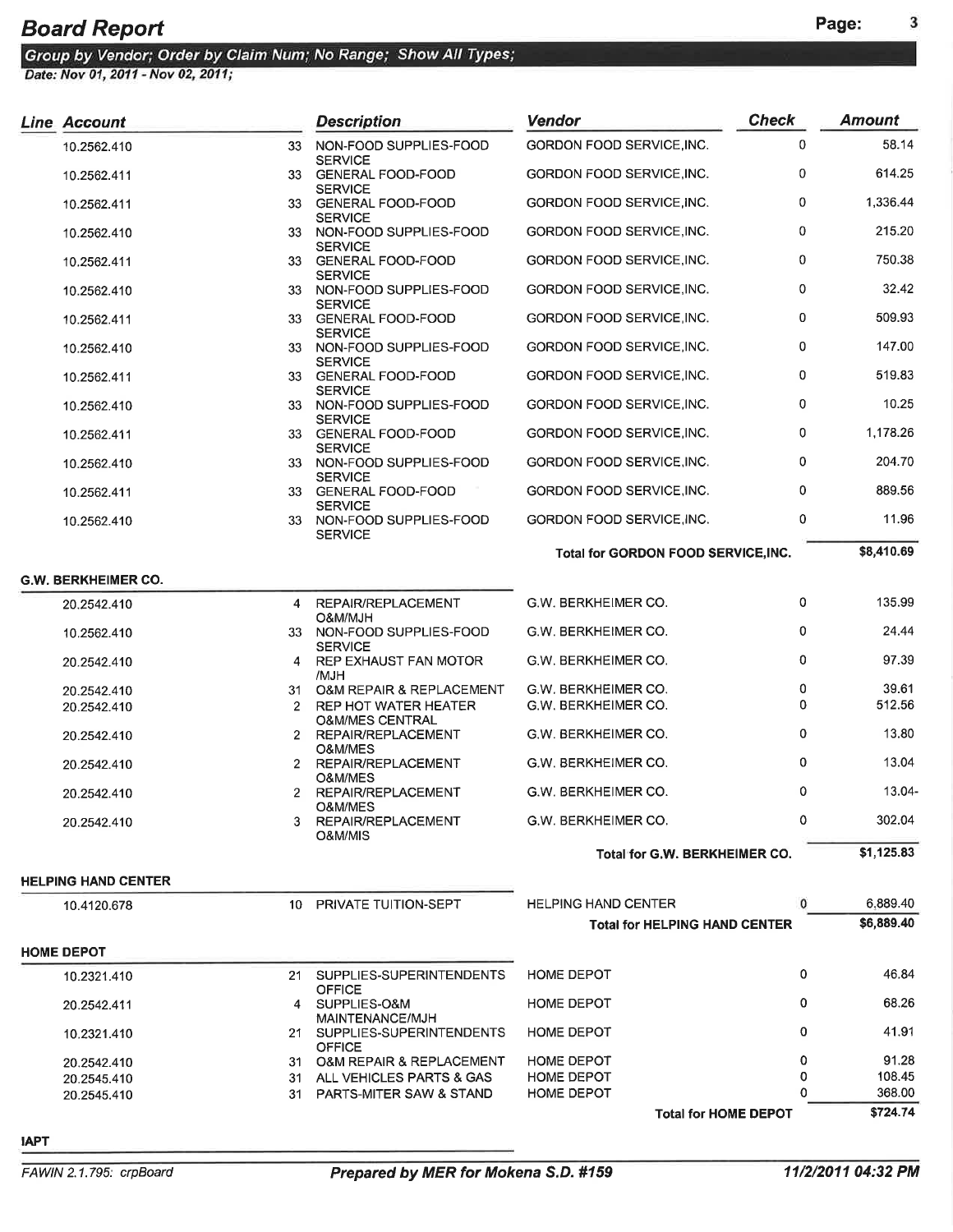# Board Report

*Group by Vendor; Order by Claim Num; No Range; Show All Types;*
*Date: Nov 01, 2011 - Nov 02, 2011;*

| Line | Account | | Description | Vendor | Check | Amount |
|---|---|---|---|---|---|---|
| | 10.2562.410 | 33 | NON-FOOD SUPPLIES-FOOD SERVICE | GORDON FOOD SERVICE,INC. | 0 | 58.14 |
| | 10.2562.411 | 33 | GENERAL FOOD-FOOD SERVICE | GORDON FOOD SERVICE,INC. | 0 | 614.25 |
| | 10.2562.411 | 33 | GENERAL FOOD-FOOD SERVICE | GORDON FOOD SERVICE,INC. | 0 | 1,336.44 |
| | 10.2562.410 | 33 | NON-FOOD SUPPLIES-FOOD SERVICE | GORDON FOOD SERVICE,INC. | 0 | 215.20 |
| | 10.2562.411 | 33 | GENERAL FOOD-FOOD SERVICE | GORDON FOOD SERVICE,INC. | 0 | 750.38 |
| | 10.2562.410 | 33 | NON-FOOD SUPPLIES-FOOD SERVICE | GORDON FOOD SERVICE,INC. | 0 | 32.42 |
| | 10.2562.411 | 33 | GENERAL FOOD-FOOD SERVICE | GORDON FOOD SERVICE,INC. | 0 | 509.93 |
| | 10.2562.410 | 33 | NON-FOOD SUPPLIES-FOOD SERVICE | GORDON FOOD SERVICE,INC. | 0 | 147.00 |
| | 10.2562.411 | 33 | GENERAL FOOD-FOOD SERVICE | GORDON FOOD SERVICE,INC. | 0 | 519.83 |
| | 10.2562.410 | 33 | NON-FOOD SUPPLIES-FOOD SERVICE | GORDON FOOD SERVICE,INC. | 0 | 10.25 |
| | 10.2562.411 | 33 | GENERAL FOOD-FOOD SERVICE | GORDON FOOD SERVICE,INC. | 0 | 1,178.26 |
| | 10.2562.410 | 33 | NON-FOOD SUPPLIES-FOOD SERVICE | GORDON FOOD SERVICE,INC. | 0 | 204.70 |
| | 10.2562.411 | 33 | GENERAL FOOD-FOOD SERVICE | GORDON FOOD SERVICE,INC. | 0 | 889.56 |
| | 10.2562.410 | 33 | NON-FOOD SUPPLIES-FOOD SERVICE | GORDON FOOD SERVICE,INC. | 0 | 11.96 |
| | | | | **Total for GORDON FOOD SERVICE,INC.** | | **$8,410.69** |
| **G.W. BERKHEIMER CO.** | | | | | | |
| | 20.2542.410 | 4 | REPAIR/REPLACEMENT O&M/MJH | G.W. BERKHEIMER CO. | 0 | 135.99 |
| | 10.2562.410 | 33 | NON-FOOD SUPPLIES-FOOD SERVICE | G.W. BERKHEIMER CO. | 0 | 24.44 |
| | 20.2542.410 | 4 | REP EXHAUST FAN MOTOR /MJH | G.W. BERKHEIMER CO. | 0 | 97.39 |
| | 20.2542.410 | 31 | O&M REPAIR & REPLACEMENT | G.W. BERKHEIMER CO. | 0 | 39.61 |
| | 20.2542.410 | 2 | REP HOT WATER HEATER O&M/MES CENTRAL | G.W. BERKHEIMER CO. | 0 | 512.56 |
| | 20.2542.410 | 2 | REPAIR/REPLACEMENT O&M/MES | G.W. BERKHEIMER CO. | 0 | 13.80 |
| | 20.2542.410 | 2 | REPAIR/REPLACEMENT O&M/MES | G.W. BERKHEIMER CO. | 0 | 13.04 |
| | 20.2542.410 | 2 | REPAIR/REPLACEMENT O&M/MES | G.W. BERKHEIMER CO. | 0 | 13.04- |
| | 20.2542.410 | 3 | REPAIR/REPLACEMENT O&M/MIS | G.W. BERKHEIMER CO. | 0 | 302.04 |
| | | | | **Total for G.W. BERKHEIMER CO.** | | **$1,125.83** |
| **HELPING HAND CENTER** | | | | | | |
| | 10.4120.678 | 10 | PRIVATE TUITION-SEPT | HELPING HAND CENTER | 0 | 6,889.40 |
| | | | | **Total for HELPING HAND CENTER** | | **$6,889.40** |
| **HOME DEPOT** | | | | | | |
| | 10.2321.410 | 21 | SUPPLIES-SUPERINTENDENTS OFFICE | HOME DEPOT | 0 | 46.84 |
| | 20.2542.411 | 4 | SUPPLIES-O&M MAINTENANCE/MJH | HOME DEPOT | 0 | 68.26 |
| | 10.2321.410 | 21 | SUPPLIES-SUPERINTENDENTS OFFICE | HOME DEPOT | 0 | 41.91 |
| | 20.2542.410 | 31 | O&M REPAIR & REPLACEMENT | HOME DEPOT | 0 | 91.28 |
| | 20.2545.410 | 31 | ALL VEHICLES PARTS & GAS | HOME DEPOT | 0 | 108.45 |
| | 20.2545.410 | 31 | PARTS-MITER SAW & STAND | HOME DEPOT | 0 | 368.00 |
| | | | | **Total for HOME DEPOT** | | **$724.74** |
| **IAPT** | | | | | | |

FAWIN 2.1.795: crpBoard | *Prepared by MER for Mokena S.D. #159* | *11/2/2011 04:32 PM*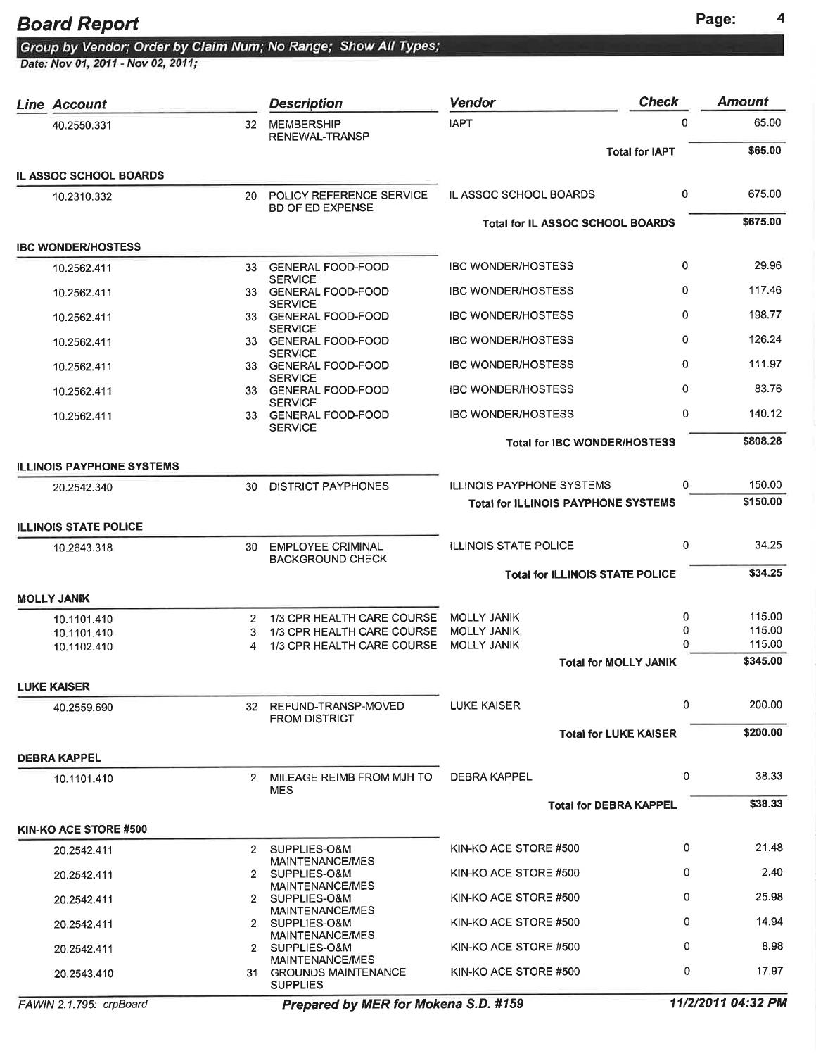# Board Report

*Group by Vendor; Order by Claim Num; No Range; Show All Types;*

*Date: Nov 01, 2011 - Nov 02, 2011;*

| Line | Account | | Description | Vendor | Check | Amount |
|---|---|---|---|---|---|---|
| | 40.2550.331 | 32 | MEMBERSHIP RENEWAL-TRANSP | IAPT | 0 | 65.00 |
| | | | | **Total for IAPT** | | **$65.00** |
| **IL ASSOC SCHOOL BOARDS** | | | | | | |
| | 10.2310.332 | 20 | POLICY REFERENCE SERVICE BD OF ED EXPENSE | IL ASSOC SCHOOL BOARDS | 0 | 675.00 |
| | | | | **Total for IL ASSOC SCHOOL BOARDS** | | **$675.00** |
| **IBC WONDER/HOSTESS** | | | | | | |
| | 10.2562.411 | 33 | GENERAL FOOD-FOOD SERVICE | IBC WONDER/HOSTESS | 0 | 29.96 |
| | 10.2562.411 | 33 | GENERAL FOOD-FOOD SERVICE | IBC WONDER/HOSTESS | 0 | 117.46 |
| | 10.2562.411 | 33 | GENERAL FOOD-FOOD SERVICE | IBC WONDER/HOSTESS | 0 | 198.77 |
| | 10.2562.411 | 33 | GENERAL FOOD-FOOD SERVICE | IBC WONDER/HOSTESS | 0 | 126.24 |
| | 10.2562.411 | 33 | GENERAL FOOD-FOOD SERVICE | IBC WONDER/HOSTESS | 0 | 111.97 |
| | 10.2562.411 | 33 | GENERAL FOOD-FOOD SERVICE | IBC WONDER/HOSTESS | 0 | 83.76 |
| | 10.2562.411 | 33 | GENERAL FOOD-FOOD SERVICE | IBC WONDER/HOSTESS | 0 | 140.12 |
| | | | | **Total for IBC WONDER/HOSTESS** | | **$808.28** |
| **ILLINOIS PAYPHONE SYSTEMS** | | | | | | |
| | 20.2542.340 | 30 | DISTRICT PAYPHONES | ILLINOIS PAYPHONE SYSTEMS | 0 | 150.00 |
| | | | | **Total for ILLINOIS PAYPHONE SYSTEMS** | | **$150.00** |
| **ILLINOIS STATE POLICE** | | | | | | |
| | 10.2643.318 | 30 | EMPLOYEE CRIMINAL BACKGROUND CHECK | ILLINOIS STATE POLICE | 0 | 34.25 |
| | | | | **Total for ILLINOIS STATE POLICE** | | **$34.25** |
| **MOLLY JANIK** | | | | | | |
| | 10.1101.410 | 2 | 1/3 CPR HEALTH CARE COURSE | MOLLY JANIK | 0 | 115.00 |
| | 10.1101.410 | 3 | 1/3 CPR HEALTH CARE COURSE | MOLLY JANIK | 0 | 115.00 |
| | 10.1102.410 | 4 | 1/3 CPR HEALTH CARE COURSE | MOLLY JANIK | 0 | 115.00 |
| | | | | **Total for MOLLY JANIK** | | **$345.00** |
| **LUKE KAISER** | | | | | | |
| | 40.2559.690 | 32 | REFUND-TRANSP-MOVED FROM DISTRICT | LUKE KAISER | 0 | 200.00 |
| | | | | **Total for LUKE KAISER** | | **$200.00** |
| **DEBRA KAPPEL** | | | | | | |
| | 10.1101.410 | 2 | MILEAGE REIMB FROM MJH TO MES | DEBRA KAPPEL | 0 | 38.33 |
| | | | | **Total for DEBRA KAPPEL** | | **$38.33** |
| **KIN-KO ACE STORE #500** | | | | | | |
| | 20.2542.411 | 2 | SUPPLIES-O&M MAINTENANCE/MES | KIN-KO ACE STORE #500 | 0 | 21.48 |
| | 20.2542.411 | 2 | SUPPLIES-O&M MAINTENANCE/MES | KIN-KO ACE STORE #500 | 0 | 2.40 |
| | 20.2542.411 | 2 | SUPPLIES-O&M MAINTENANCE/MES | KIN-KO ACE STORE #500 | 0 | 25.98 |
| | 20.2542.411 | 2 | SUPPLIES-O&M MAINTENANCE/MES | KIN-KO ACE STORE #500 | 0 | 14.94 |
| | 20.2542.411 | 2 | SUPPLIES-O&M MAINTENANCE/MES | KIN-KO ACE STORE #500 | 0 | 8.98 |
| | 20.2543.410 | 31 | GROUNDS MAINTENANCE SUPPLIES | KIN-KO ACE STORE #500 | 0 | 17.97 |

FAWIN 2.1.795: crpBoard — *Prepared by MER for Mokena S.D. #159* — *11/2/2011 04:32 PM*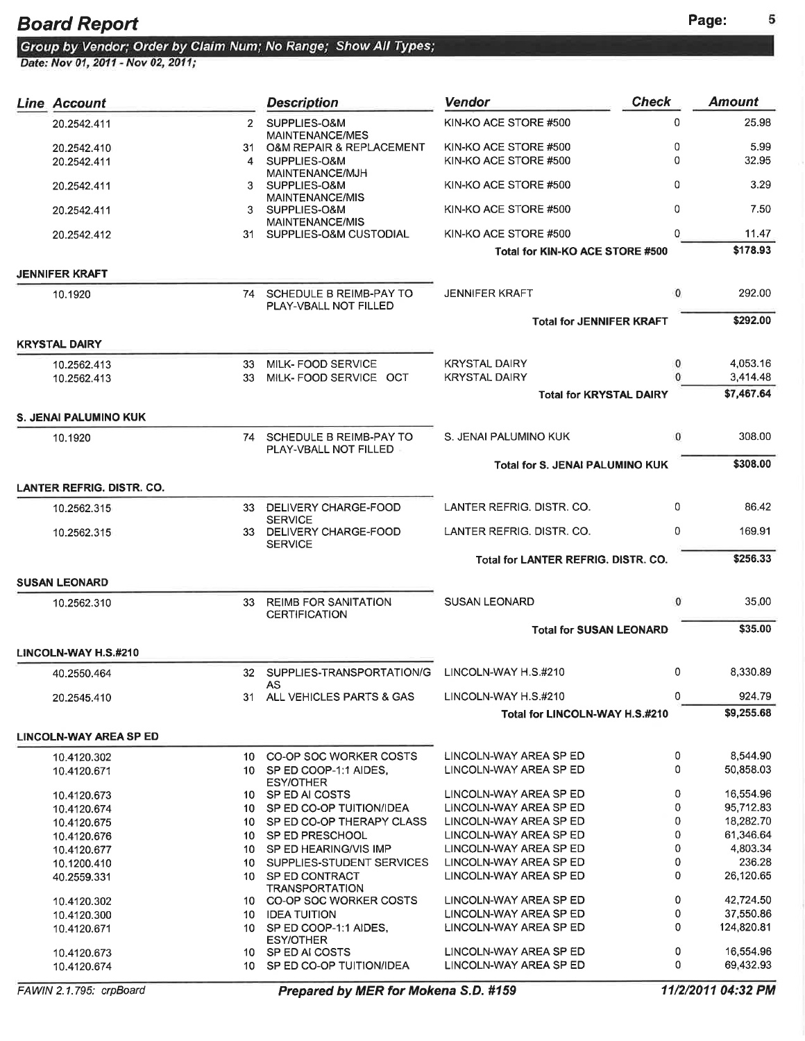# Board Report

**Group by Vendor; Order by Claim Num; No Range; Show All Types;**

*Date: Nov 01, 2011 - Nov 02, 2011;*

| Line | Account | | Description | Vendor | Check | Amount |
|---|---|---|---|---|---|---|
| | 20.2542.411 | 2 | SUPPLIES-O&M MAINTENANCE/MES | KIN-KO ACE STORE #500 | 0 | 25.98 |
| | 20.2542.410 | 31 | O&M REPAIR & REPLACEMENT | KIN-KO ACE STORE #500 | 0 | 5.99 |
| | 20.2542.411 | 4 | SUPPLIES-O&M MAINTENANCE/MJH | KIN-KO ACE STORE #500 | 0 | 32.95 |
| | 20.2542.411 | 3 | SUPPLIES-O&M MAINTENANCE/MIS | KIN-KO ACE STORE #500 | 0 | 3.29 |
| | 20.2542.411 | 3 | SUPPLIES-O&M MAINTENANCE/MIS | KIN-KO ACE STORE #500 | 0 | 7.50 |
| | 20.2542.412 | 31 | SUPPLIES-O&M CUSTODIAL | KIN-KO ACE STORE #500 | 0 | 11.47 |
| | | | | **Total for KIN-KO ACE STORE #500** | | **$178.93** |
| **JENNIFER KRAFT** | | | | | | |
| | 10.1920 | 74 | SCHEDULE B REIMB-PAY TO PLAY-VBALL NOT FILLED | JENNIFER KRAFT | 0 | 292.00 |
| | | | | **Total for JENNIFER KRAFT** | | **$292.00** |
| **KRYSTAL DAIRY** | | | | | | |
| | 10.2562.413 | 33 | MILK- FOOD SERVICE | KRYSTAL DAIRY | 0 | 4,053.16 |
| | 10.2562.413 | 33 | MILK- FOOD SERVICE OCT | KRYSTAL DAIRY | 0 | 3,414.48 |
| | | | | **Total for KRYSTAL DAIRY** | | **$7,467.64** |
| **S. JENAI PALUMINO KUK** | | | | | | |
| | 10.1920 | 74 | SCHEDULE B REIMB-PAY TO PLAY-VBALL NOT FILLED | S. JENAI PALUMINO KUK | 0 | 308.00 |
| | | | | **Total for S. JENAI PALUMINO KUK** | | **$308.00** |
| **LANTER REFRIG. DISTR. CO.** | | | | | | |
| | 10.2562.315 | 33 | DELIVERY CHARGE-FOOD SERVICE | LANTER REFRIG. DISTR. CO. | 0 | 86.42 |
| | 10.2562.315 | 33 | DELIVERY CHARGE-FOOD SERVICE | LANTER REFRIG. DISTR. CO. | 0 | 169.91 |
| | | | | **Total for LANTER REFRIG. DISTR. CO.** | | **$256.33** |
| **SUSAN LEONARD** | | | | | | |
| | 10.2562.310 | 33 | REIMB FOR SANITATION CERTIFICATION | SUSAN LEONARD | 0 | 35.00 |
| | | | | **Total for SUSAN LEONARD** | | **$35.00** |
| **LINCOLN-WAY H.S.#210** | | | | | | |
| | 40.2550.464 | 32 | SUPPLIES-TRANSPORTATION/GAS | LINCOLN-WAY H.S.#210 | 0 | 8,330.89 |
| | 20.2545.410 | 31 | ALL VEHICLES PARTS & GAS | LINCOLN-WAY H.S.#210 | 0 | 924.79 |
| | | | | **Total for LINCOLN-WAY H.S.#210** | | **$9,255.68** |
| **LINCOLN-WAY AREA SP ED** | | | | | | |
| | 10.4120.302 | 10 | CO-OP SOC WORKER COSTS | LINCOLN-WAY AREA SP ED | 0 | 8,544.90 |
| | 10.4120.671 | 10 | SP ED COOP-1:1 AIDES, ESY/OTHER | LINCOLN-WAY AREA SP ED | 0 | 50,858.03 |
| | 10.4120.673 | 10 | SP ED AI COSTS | LINCOLN-WAY AREA SP ED | 0 | 16,554.96 |
| | 10.4120.674 | 10 | SP ED CO-OP TUITION/IDEA | LINCOLN-WAY AREA SP ED | 0 | 95,712.83 |
| | 10.4120.675 | 10 | SP ED CO-OP THERAPY CLASS | LINCOLN-WAY AREA SP ED | 0 | 18,282.70 |
| | 10.4120.676 | 10 | SP ED PRESCHOOL | LINCOLN-WAY AREA SP ED | 0 | 61,346.64 |
| | 10.4120.677 | 10 | SP ED HEARING/VIS IMP | LINCOLN-WAY AREA SP ED | 0 | 4,803.34 |
| | 10.1200.410 | 10 | SUPPLIES-STUDENT SERVICES | LINCOLN-WAY AREA SP ED | 0 | 236.28 |
| | 40.2559.331 | 10 | SP ED CONTRACT TRANSPORTATION | LINCOLN-WAY AREA SP ED | 0 | 26,120.65 |
| | 10.4120.302 | 10 | CO-OP SOC WORKER COSTS | LINCOLN-WAY AREA SP ED | 0 | 42,724.50 |
| | 10.4120.300 | 10 | IDEA TUITION | LINCOLN-WAY AREA SP ED | 0 | 37,550.86 |
| | 10.4120.671 | 10 | SP ED COOP-1:1 AIDES, ESY/OTHER | LINCOLN-WAY AREA SP ED | 0 | 124,820.81 |
| | 10.4120.673 | 10 | SP ED AI COSTS | LINCOLN-WAY AREA SP ED | 0 | 16,554.96 |
| | 10.4120.674 | 10 | SP ED CO-OP TUITION/IDEA | LINCOLN-WAY AREA SP ED | 0 | 69,432.93 |

FAWIN 2.1.795: crpBoard — *Prepared by MER for Mokena S.D. #159* — 11/2/2011 04:32 PM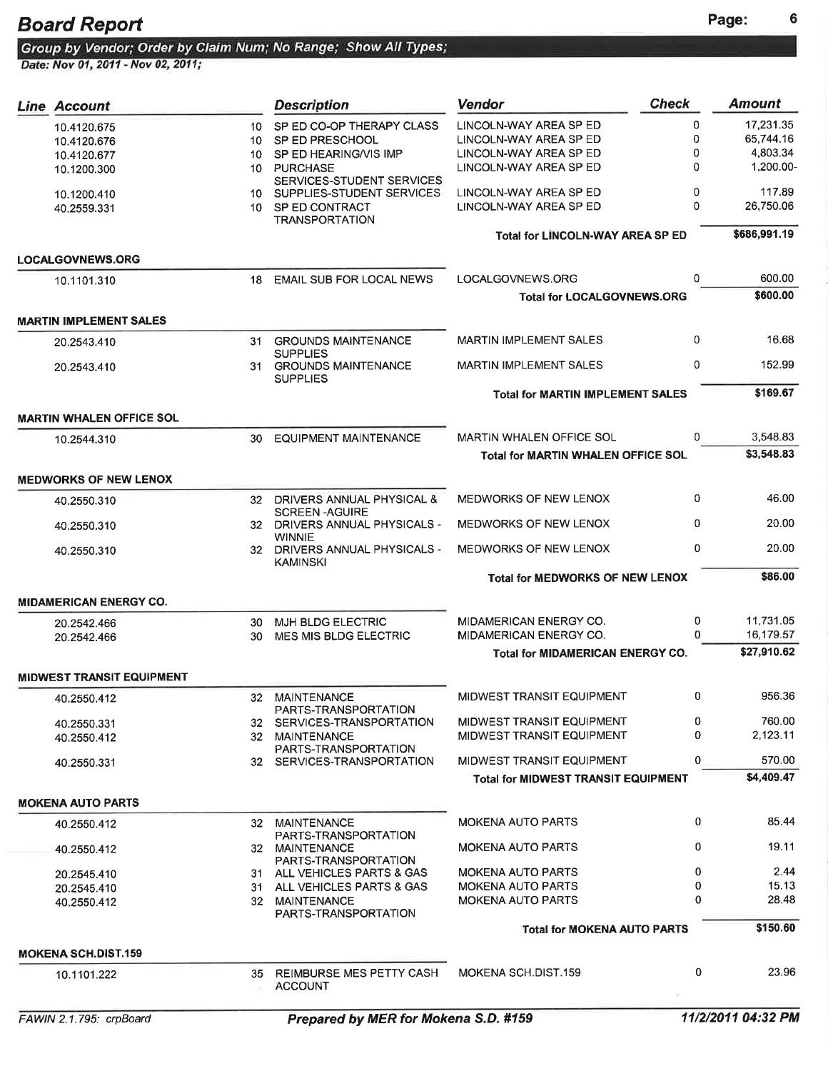# Board Report

**Group by Vendor; Order by Claim Num; No Range; Show All Types;**
**Date: Nov 01, 2011 - Nov 02, 2011;**

| Line | Account | | Description | Vendor | Check | Amount |
|---|---|---|---|---|---|---|
| | 10.4120.675 | 10 | SP ED CO-OP THERAPY CLASS | LINCOLN-WAY AREA SP ED | 0 | 17,231.35 |
| | 10.4120.676 | 10 | SP ED PRESCHOOL | LINCOLN-WAY AREA SP ED | 0 | 65,744.16 |
| | 10.4120.677 | 10 | SP ED HEARING/VIS IMP | LINCOLN-WAY AREA SP ED | 0 | 4,803.34 |
| | 10.1200.300 | 10 | PURCHASE SERVICES-STUDENT SERVICES | LINCOLN-WAY AREA SP ED | 0 | 1,200.00- |
| | 10.1200.410 | 10 | SUPPLIES-STUDENT SERVICES | LINCOLN-WAY AREA SP ED | 0 | 117.89 |
| | 40.2559.331 | 10 | SP ED CONTRACT TRANSPORTATION | LINCOLN-WAY AREA SP ED | 0 | 26,750.06 |
| | | | | **Total for LINCOLN-WAY AREA SP ED** | | **$686,991.19** |
| **LOCALGOVNEWS.ORG** | | | | | | |
| | 10.1101.310 | 18 | EMAIL SUB FOR LOCAL NEWS | LOCALGOVNEWS.ORG | 0 | 600.00 |
| | | | | **Total for LOCALGOVNEWS.ORG** | | **$600.00** |
| **MARTIN IMPLEMENT SALES** | | | | | | |
| | 20.2543.410 | 31 | GROUNDS MAINTENANCE SUPPLIES | MARTIN IMPLEMENT SALES | 0 | 16.68 |
| | 20.2543.410 | 31 | GROUNDS MAINTENANCE SUPPLIES | MARTIN IMPLEMENT SALES | 0 | 152.99 |
| | | | | **Total for MARTIN IMPLEMENT SALES** | | **$169.67** |
| **MARTIN WHALEN OFFICE SOL** | | | | | | |
| | 10.2544.310 | 30 | EQUIPMENT MAINTENANCE | MARTIN WHALEN OFFICE SOL | 0 | 3,548.83 |
| | | | | **Total for MARTIN WHALEN OFFICE SOL** | | **$3,548.83** |
| **MEDWORKS OF NEW LENOX** | | | | | | |
| | 40.2550.310 | 32 | DRIVERS ANNUAL PHYSICAL & SCREEN -AGUIRE | MEDWORKS OF NEW LENOX | 0 | 46.00 |
| | 40.2550.310 | 32 | DRIVERS ANNUAL PHYSICALS - WINNIE | MEDWORKS OF NEW LENOX | 0 | 20.00 |
| | 40.2550.310 | 32 | DRIVERS ANNUAL PHYSICALS - KAMINSKI | MEDWORKS OF NEW LENOX | 0 | 20.00 |
| | | | | **Total for MEDWORKS OF NEW LENOX** | | **$86.00** |
| **MIDAMERICAN ENERGY CO.** | | | | | | |
| | 20.2542.466 | 30 | MJH BLDG ELECTRIC | MIDAMERICAN ENERGY CO. | 0 | 11,731.05 |
| | 20.2542.466 | 30 | MES MIS BLDG ELECTRIC | MIDAMERICAN ENERGY CO. | 0 | 16,179.57 |
| | | | | **Total for MIDAMERICAN ENERGY CO.** | | **$27,910.62** |
| **MIDWEST TRANSIT EQUIPMENT** | | | | | | |
| | 40.2550.412 | 32 | MAINTENANCE PARTS-TRANSPORTATION | MIDWEST TRANSIT EQUIPMENT | 0 | 956.36 |
| | 40.2550.331 | 32 | SERVICES-TRANSPORTATION | MIDWEST TRANSIT EQUIPMENT | 0 | 760.00 |
| | 40.2550.412 | 32 | MAINTENANCE PARTS-TRANSPORTATION | MIDWEST TRANSIT EQUIPMENT | 0 | 2,123.11 |
| | 40.2550.331 | 32 | SERVICES-TRANSPORTATION | MIDWEST TRANSIT EQUIPMENT | 0 | 570.00 |
| | | | | **Total for MIDWEST TRANSIT EQUIPMENT** | | **$4,409.47** |
| **MOKENA AUTO PARTS** | | | | | | |
| | 40.2550.412 | 32 | MAINTENANCE PARTS-TRANSPORTATION | MOKENA AUTO PARTS | 0 | 85.44 |
| | 40.2550.412 | 32 | MAINTENANCE PARTS-TRANSPORTATION | MOKENA AUTO PARTS | 0 | 19.11 |
| | 20.2545.410 | 31 | ALL VEHICLES PARTS & GAS | MOKENA AUTO PARTS | 0 | 2.44 |
| | 20.2545.410 | 31 | ALL VEHICLES PARTS & GAS | MOKENA AUTO PARTS | 0 | 15.13 |
| | 40.2550.412 | 32 | MAINTENANCE PARTS-TRANSPORTATION | MOKENA AUTO PARTS | 0 | 28.48 |
| | | | | **Total for MOKENA AUTO PARTS** | | **$150.60** |
| **MOKENA SCH.DIST.159** | | | | | | |
| | 10.1101.222 | 35 | REIMBURSE MES PETTY CASH ACCOUNT | MOKENA SCH.DIST.159 | 0 | 23.96 |

FAWIN 2.1.795: crpBoard — *Prepared by MER for Mokena S.D. #159* — 11/2/2011 04:32 PM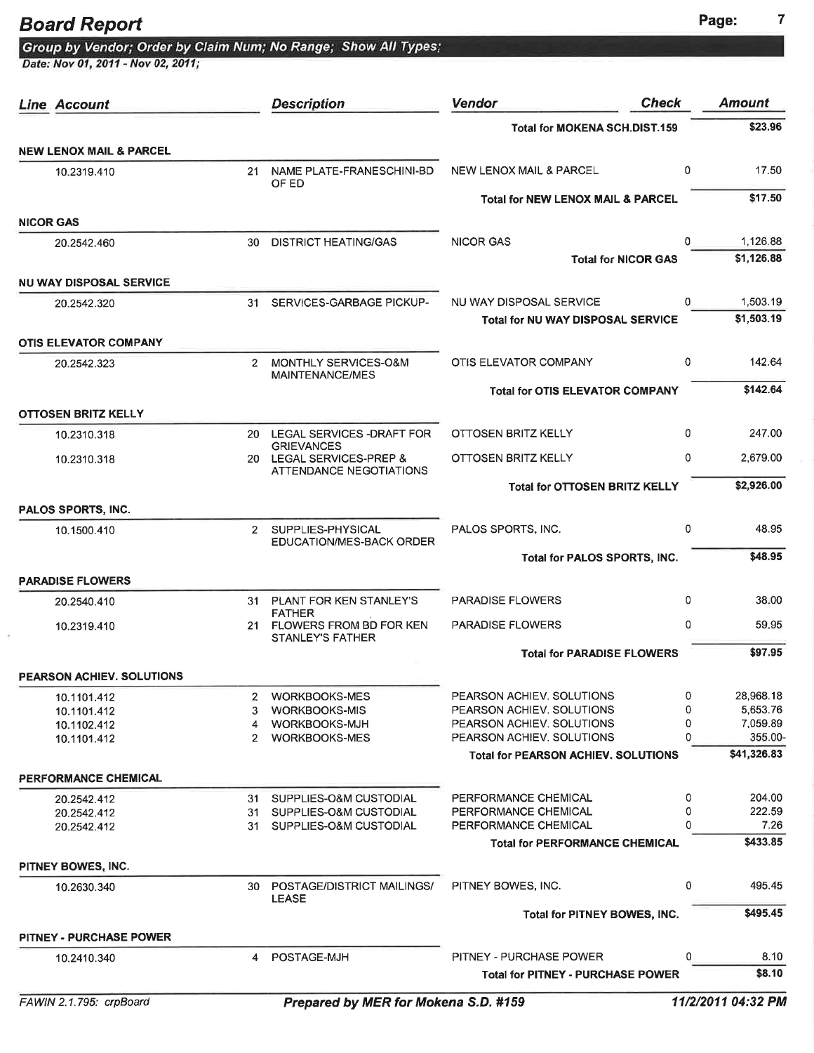# Board Report

**Group by Vendor; Order by Claim Num; No Range; Show All Types;**

*Date: Nov 01, 2011 - Nov 02, 2011;*

| Line | Account | | Description | Vendor | Check | Amount |
|---|---|---|---|---|---|---|
| | | | | **Total for MOKENA SCH.DIST.159** | | **$23.96** |
| **NEW LENOX MAIL & PARCEL** | | | | | | |
| | 10.2319.410 | 21 | NAME PLATE-FRANESCHINI-BD OF ED | NEW LENOX MAIL & PARCEL | 0 | 17.50 |
| | | | | **Total for NEW LENOX MAIL & PARCEL** | | **$17.50** |
| **NICOR GAS** | | | | | | |
| | 20.2542.460 | 30 | DISTRICT HEATING/GAS | NICOR GAS | 0 | 1,126.88 |
| | | | | **Total for NICOR GAS** | | **$1,126.88** |
| **NU WAY DISPOSAL SERVICE** | | | | | | |
| | 20.2542.320 | 31 | SERVICES-GARBAGE PICKUP- | NU WAY DISPOSAL SERVICE | 0 | 1,503.19 |
| | | | | **Total for NU WAY DISPOSAL SERVICE** | | **$1,503.19** |
| **OTIS ELEVATOR COMPANY** | | | | | | |
| | 20.2542.323 | 2 | MONTHLY SERVICES-O&M MAINTENANCE/MES | OTIS ELEVATOR COMPANY | 0 | 142.64 |
| | | | | **Total for OTIS ELEVATOR COMPANY** | | **$142.64** |
| **OTTOSEN BRITZ KELLY** | | | | | | |
| | 10.2310.318 | 20 | LEGAL SERVICES -DRAFT FOR GRIEVANCES | OTTOSEN BRITZ KELLY | 0 | 247.00 |
| | 10.2310.318 | 20 | LEGAL SERVICES-PREP & ATTENDANCE NEGOTIATIONS | OTTOSEN BRITZ KELLY | 0 | 2,679.00 |
| | | | | **Total for OTTOSEN BRITZ KELLY** | | **$2,926.00** |
| **PALOS SPORTS, INC.** | | | | | | |
| | 10.1500.410 | 2 | SUPPLIES-PHYSICAL EDUCATION/MES-BACK ORDER | PALOS SPORTS, INC. | 0 | 48.95 |
| | | | | **Total for PALOS SPORTS, INC.** | | **$48.95** |
| **PARADISE FLOWERS** | | | | | | |
| | 20.2540.410 | 31 | PLANT FOR KEN STANLEY'S FATHER | PARADISE FLOWERS | 0 | 38.00 |
| | 10.2319.410 | 21 | FLOWERS FROM BD FOR KEN STANLEY'S FATHER | PARADISE FLOWERS | 0 | 59.95 |
| | | | | **Total for PARADISE FLOWERS** | | **$97.95** |
| **PEARSON ACHIEV. SOLUTIONS** | | | | | | |
| | 10.1101.412 | 2 | WORKBOOKS-MES | PEARSON ACHIEV. SOLUTIONS | 0 | 28,968.18 |
| | 10.1101.412 | 3 | WORKBOOKS-MIS | PEARSON ACHIEV. SOLUTIONS | 0 | 5,653.76 |
| | 10.1102.412 | 4 | WORKBOOKS-MJH | PEARSON ACHIEV. SOLUTIONS | 0 | 7,059.89 |
| | 10.1101.412 | 2 | WORKBOOKS-MES | PEARSON ACHIEV. SOLUTIONS | 0 | 355.00- |
| | | | | **Total for PEARSON ACHIEV. SOLUTIONS** | | **$41,326.83** |
| **PERFORMANCE CHEMICAL** | | | | | | |
| | 20.2542.412 | 31 | SUPPLIES-O&M CUSTODIAL | PERFORMANCE CHEMICAL | 0 | 204.00 |
| | 20.2542.412 | 31 | SUPPLIES-O&M CUSTODIAL | PERFORMANCE CHEMICAL | 0 | 222.59 |
| | 20.2542.412 | 31 | SUPPLIES-O&M CUSTODIAL | PERFORMANCE CHEMICAL | 0 | 7.26 |
| | | | | **Total for PERFORMANCE CHEMICAL** | | **$433.85** |
| **PITNEY BOWES, INC.** | | | | | | |
| | 10.2630.340 | 30 | POSTAGE/DISTRICT MAILINGS/ LEASE | PITNEY BOWES, INC. | 0 | 495.45 |
| | | | | **Total for PITNEY BOWES, INC.** | | **$495.45** |
| **PITNEY - PURCHASE POWER** | | | | | | |
| | 10.2410.340 | 4 | POSTAGE-MJH | PITNEY - PURCHASE POWER | 0 | 8.10 |
| | | | | **Total for PITNEY - PURCHASE POWER** | | **$8.10** |

FAWIN 2.1.795: crpBoard | *Prepared by MER for Mokena S.D. #159* | *11/2/2011 04:32 PM*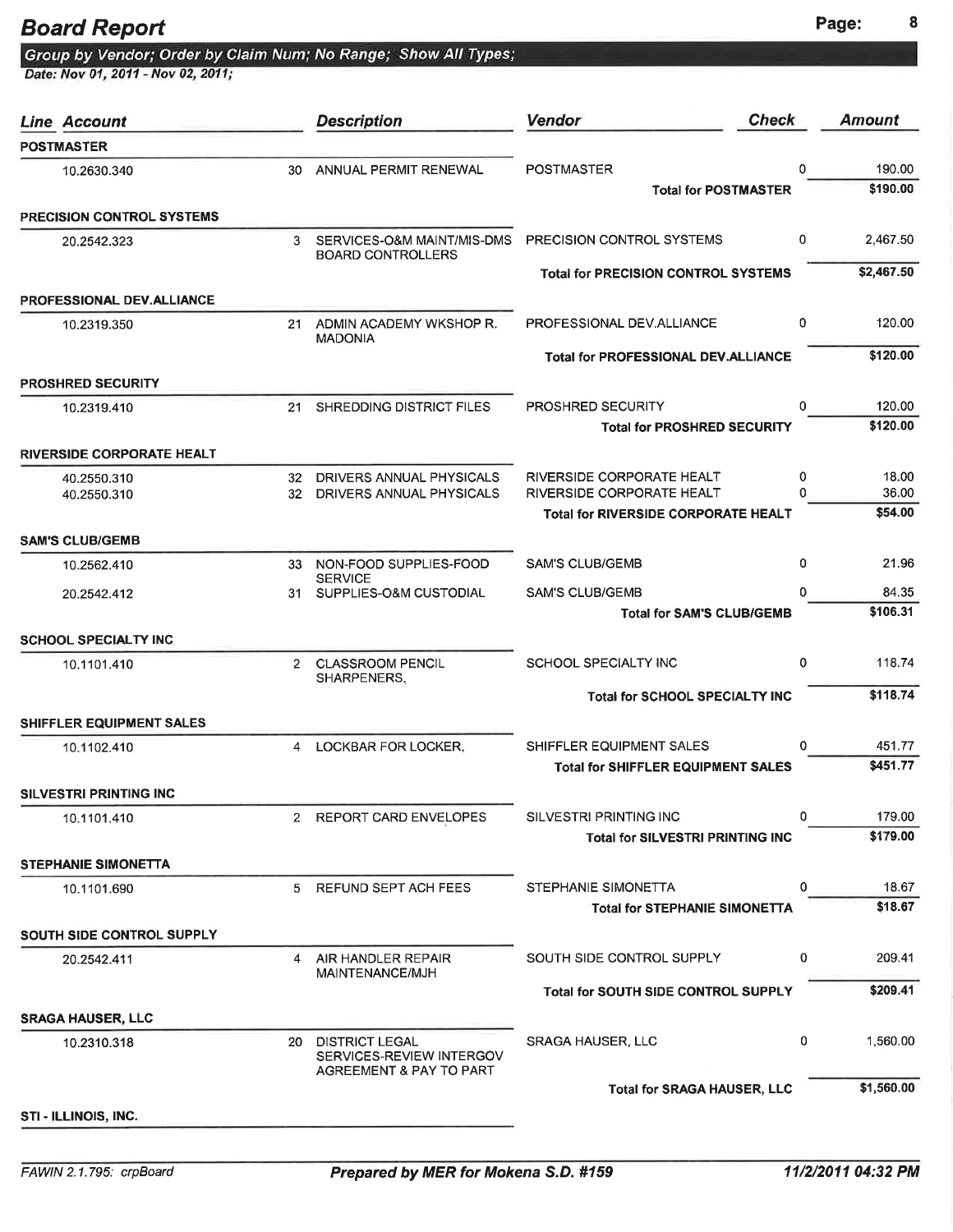# Board Report

**Group by Vendor; Order by Claim Num; No Range; Show All Types;**
**Date: Nov 01, 2011 - Nov 02, 2011;**

| Account | Line | Description | Vendor | Check | Amount |
|---|---|---|---|---|---|
| **POSTMASTER** | | | | | |
| 10.2630.340 | 30 | ANNUAL PERMIT RENEWAL | POSTMASTER | 0 | 190.00 |
| | | | **Total for POSTMASTER** | | **$190.00** |
| **PRECISION CONTROL SYSTEMS** | | | | | |
| 20.2542.323 | 3 | SERVICES-O&M MAINT/MIS-DMS BOARD CONTROLLERS | PRECISION CONTROL SYSTEMS | 0 | 2,467.50 |
| | | | **Total for PRECISION CONTROL SYSTEMS** | | **$2,467.50** |
| **PROFESSIONAL DEV.ALLIANCE** | | | | | |
| 10.2319.350 | 21 | ADMIN ACADEMY WKSHOP R. MADONIA | PROFESSIONAL DEV.ALLIANCE | 0 | 120.00 |
| | | | **Total for PROFESSIONAL DEV.ALLIANCE** | | **$120.00** |
| **PROSHRED SECURITY** | | | | | |
| 10.2319.410 | 21 | SHREDDING DISTRICT FILES | PROSHRED SECURITY | 0 | 120.00 |
| | | | **Total for PROSHRED SECURITY** | | **$120.00** |
| **RIVERSIDE CORPORATE HEALT** | | | | | |
| 40.2550.310 | 32 | DRIVERS ANNUAL PHYSICALS | RIVERSIDE CORPORATE HEALT | 0 | 18.00 |
| 40.2550.310 | 32 | DRIVERS ANNUAL PHYSICALS | RIVERSIDE CORPORATE HEALT | 0 | 36.00 |
| | | | **Total for RIVERSIDE CORPORATE HEALT** | | **$54.00** |
| **SAM'S CLUB/GEMB** | | | | | |
| 10.2562.410 | 33 | NON-FOOD SUPPLIES-FOOD SERVICE | SAM'S CLUB/GEMB | 0 | 21.96 |
| 20.2542.412 | 31 | SUPPLIES-O&M CUSTODIAL | SAM'S CLUB/GEMB | 0 | 84.35 |
| | | | **Total for SAM'S CLUB/GEMB** | | **$106.31** |
| **SCHOOL SPECIALTY INC** | | | | | |
| 10.1101.410 | 2 | CLASSROOM PENCIL SHARPENERS, | SCHOOL SPECIALTY INC | 0 | 118.74 |
| | | | **Total for SCHOOL SPECIALTY INC** | | **$118.74** |
| **SHIFFLER EQUIPMENT SALES** | | | | | |
| 10.1102.410 | 4 | LOCKBAR FOR LOCKER, | SHIFFLER EQUIPMENT SALES | 0 | 451.77 |
| | | | **Total for SHIFFLER EQUIPMENT SALES** | | **$451.77** |
| **SILVESTRI PRINTING INC** | | | | | |
| 10.1101.410 | 2 | REPORT CARD ENVELOPES | SILVESTRI PRINTING INC | 0 | 179.00 |
| | | | **Total for SILVESTRI PRINTING INC** | | **$179.00** |
| **STEPHANIE SIMONETTA** | | | | | |
| 10.1101.690 | 5 | REFUND SEPT ACH FEES | STEPHANIE SIMONETTA | 0 | 18.67 |
| | | | **Total for STEPHANIE SIMONETTA** | | **$18.67** |
| **SOUTH SIDE CONTROL SUPPLY** | | | | | |
| 20.2542.411 | 4 | AIR HANDLER REPAIR MAINTENANCE/MJH | SOUTH SIDE CONTROL SUPPLY | 0 | 209.41 |
| | | | **Total for SOUTH SIDE CONTROL SUPPLY** | | **$209.41** |
| **SRAGA HAUSER, LLC** | | | | | |
| 10.2310.318 | 20 | DISTRICT LEGAL SERVICES-REVIEW INTERGOV AGREEMENT & PAY TO PART | SRAGA HAUSER, LLC | 0 | 1,560.00 |
| | | | **Total for SRAGA HAUSER, LLC** | | **$1,560.00** |
| **STI - ILLINOIS, INC.** | | | | | |

FAWIN 2.1.795: crpBoard — *Prepared by MER for Mokena S.D. #159* — 11/2/2011 04:32 PM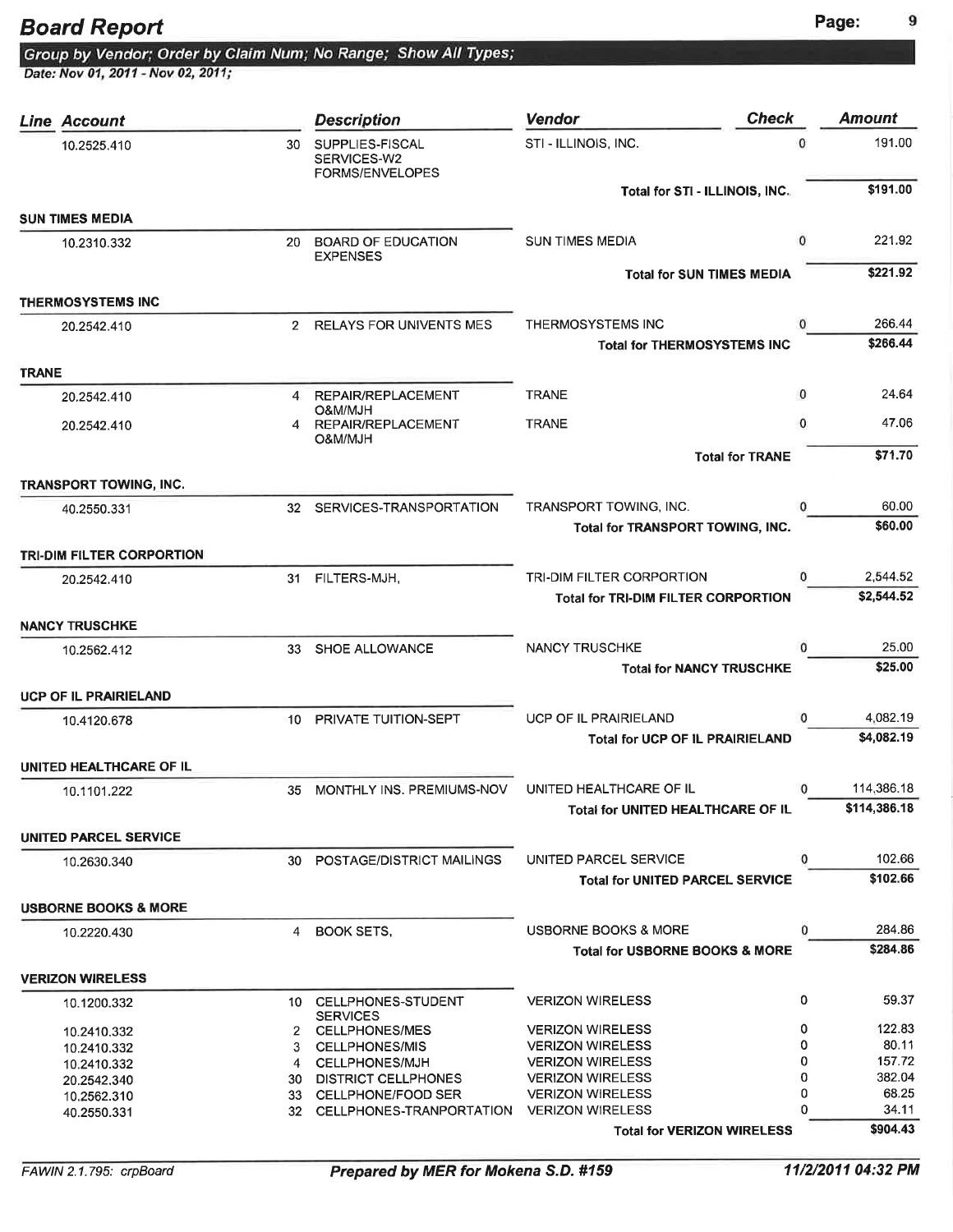# Board Report

*Group by Vendor; Order by Claim Num; No Range; Show All Types;*
*Date: Nov 01, 2011 - Nov 02, 2011;*

| Line | Account | | Description | Vendor | Check | Amount |
|---|---|---|---|---|---|---|
| | 10.2525.410 | 30 | SUPPLIES-FISCAL SERVICES-W2 FORMS/ENVELOPES | STI - ILLINOIS, INC. | 0 | 191.00 |
| | | | | **Total for STI - ILLINOIS, INC.** | | **$191.00** |
| **SUN TIMES MEDIA** | | | | | | |
| | 10.2310.332 | 20 | BOARD OF EDUCATION EXPENSES | SUN TIMES MEDIA | 0 | 221.92 |
| | | | | **Total for SUN TIMES MEDIA** | | **$221.92** |
| **THERMOSYSTEMS INC** | | | | | | |
| | 20.2542.410 | 2 | RELAYS FOR UNIVENTS MES | THERMOSYSTEMS INC | 0 | 266.44 |
| | | | | **Total for THERMOSYSTEMS INC** | | **$266.44** |
| **TRANE** | | | | | | |
| | 20.2542.410 | 4 | REPAIR/REPLACEMENT O&M/MJH | TRANE | 0 | 24.64 |
| | 20.2542.410 | 4 | REPAIR/REPLACEMENT O&M/MJH | TRANE | 0 | 47.06 |
| | | | | **Total for TRANE** | | **$71.70** |
| **TRANSPORT TOWING, INC.** | | | | | | |
| | 40.2550.331 | 32 | SERVICES-TRANSPORTATION | TRANSPORT TOWING, INC. | 0 | 60.00 |
| | | | | **Total for TRANSPORT TOWING, INC.** | | **$60.00** |
| **TRI-DIM FILTER CORPORTION** | | | | | | |
| | 20.2542.410 | 31 | FILTERS-MJH, | TRI-DIM FILTER CORPORTION | 0 | 2,544.52 |
| | | | | **Total for TRI-DIM FILTER CORPORTION** | | **$2,544.52** |
| **NANCY TRUSCHKE** | | | | | | |
| | 10.2562.412 | 33 | SHOE ALLOWANCE | NANCY TRUSCHKE | 0 | 25.00 |
| | | | | **Total for NANCY TRUSCHKE** | | **$25.00** |
| **UCP OF IL PRAIRIELAND** | | | | | | |
| | 10.4120.678 | 10 | PRIVATE TUITION-SEPT | UCP OF IL PRAIRIELAND | 0 | 4,082.19 |
| | | | | **Total for UCP OF IL PRAIRIELAND** | | **$4,082.19** |
| **UNITED HEALTHCARE OF IL** | | | | | | |
| | 10.1101.222 | 35 | MONTHLY INS. PREMIUMS-NOV | UNITED HEALTHCARE OF IL | 0 | 114,386.18 |
| | | | | **Total for UNITED HEALTHCARE OF IL** | | **$114,386.18** |
| **UNITED PARCEL SERVICE** | | | | | | |
| | 10.2630.340 | 30 | POSTAGE/DISTRICT MAILINGS | UNITED PARCEL SERVICE | 0 | 102.66 |
| | | | | **Total for UNITED PARCEL SERVICE** | | **$102.66** |
| **USBORNE BOOKS & MORE** | | | | | | |
| | 10.2220.430 | 4 | BOOK SETS, | USBORNE BOOKS & MORE | 0 | 284.86 |
| | | | | **Total for USBORNE BOOKS & MORE** | | **$284.86** |
| **VERIZON WIRELESS** | | | | | | |
| | 10.1200.332 | 10 | CELLPHONES-STUDENT SERVICES | VERIZON WIRELESS | 0 | 59.37 |
| | 10.2410.332 | 2 | CELLPHONES/MES | VERIZON WIRELESS | 0 | 122.83 |
| | 10.2410.332 | 3 | CELLPHONES/MIS | VERIZON WIRELESS | 0 | 80.11 |
| | 10.2410.332 | 4 | CELLPHONES/MJH | VERIZON WIRELESS | 0 | 157.72 |
| | 20.2542.340 | 30 | DISTRICT CELLPHONES | VERIZON WIRELESS | 0 | 382.04 |
| | 10.2562.310 | 33 | CELLPHONE/FOOD SER | VERIZON WIRELESS | 0 | 68.25 |
| | 40.2550.331 | 32 | CELLPHONES-TRANPORTATION | VERIZON WIRELESS | 0 | 34.11 |
| | | | | **Total for VERIZON WIRELESS** | | **$904.43** |

FAWIN 2.1.795: crpBoard — **Prepared by MER for Mokena S.D. #159** — **11/2/2011 04:32 PM**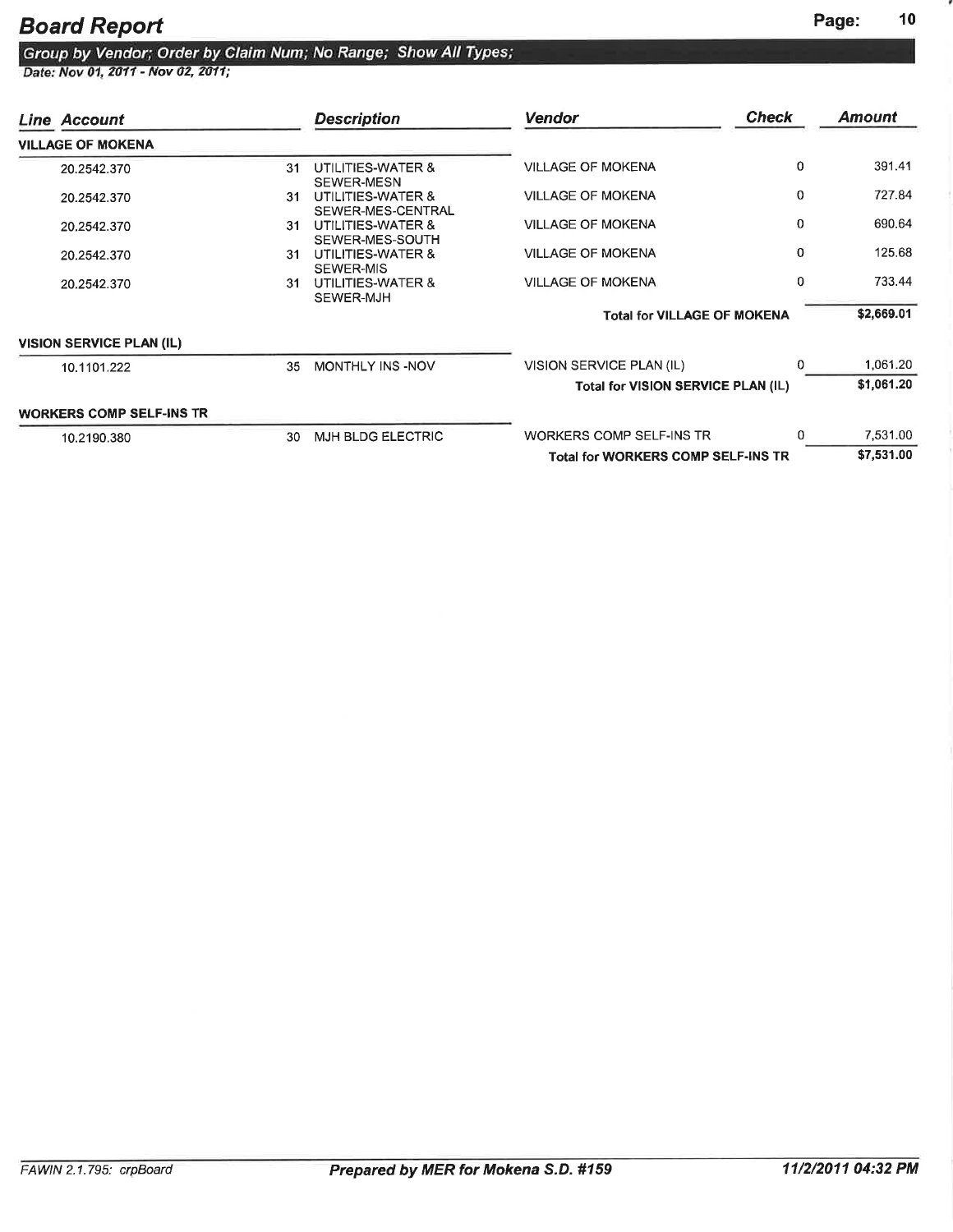# Board Report

*Group by Vendor; Order by Claim Num; No Range; Show All Types;*
*Date: Nov 01, 2011 - Nov 02, 2011;*

| Line | Account | | Description | Vendor | Check | Amount |
|---|---|---|---|---|---|---|
| **VILLAGE OF MOKENA** | | | | | | |
| | 20.2542.370 | 31 | UTILITIES-WATER & SEWER-MESN | VILLAGE OF MOKENA | 0 | 391.41 |
| | 20.2542.370 | 31 | UTILITIES-WATER & SEWER-MES-CENTRAL | VILLAGE OF MOKENA | 0 | 727.84 |
| | 20.2542.370 | 31 | UTILITIES-WATER & SEWER-MES-SOUTH | VILLAGE OF MOKENA | 0 | 690.64 |
| | 20.2542.370 | 31 | UTILITIES-WATER & SEWER-MIS | VILLAGE OF MOKENA | 0 | 125.68 |
| | 20.2542.370 | 31 | UTILITIES-WATER & SEWER-MJH | VILLAGE OF MOKENA | 0 | 733.44 |
| | | | | **Total for VILLAGE OF MOKENA** | | **$2,669.01** |
| **VISION SERVICE PLAN (IL)** | | | | | | |
| | 10.1101.222 | 35 | MONTHLY INS -NOV | VISION SERVICE PLAN (IL) | 0 | 1,061.20 |
| | | | | **Total for VISION SERVICE PLAN (IL)** | | **$1,061.20** |
| **WORKERS COMP SELF-INS TR** | | | | | | |
| | 10.2190.380 | 30 | MJH BLDG ELECTRIC | WORKERS COMP SELF-INS TR | 0 | 7,531.00 |
| | | | | **Total for WORKERS COMP SELF-INS TR** | | **$7,531.00** |

FAWIN 2.1.795: crpBoard — **Prepared by MER for Mokena S.D. #159** — **11/2/2011 04:32 PM**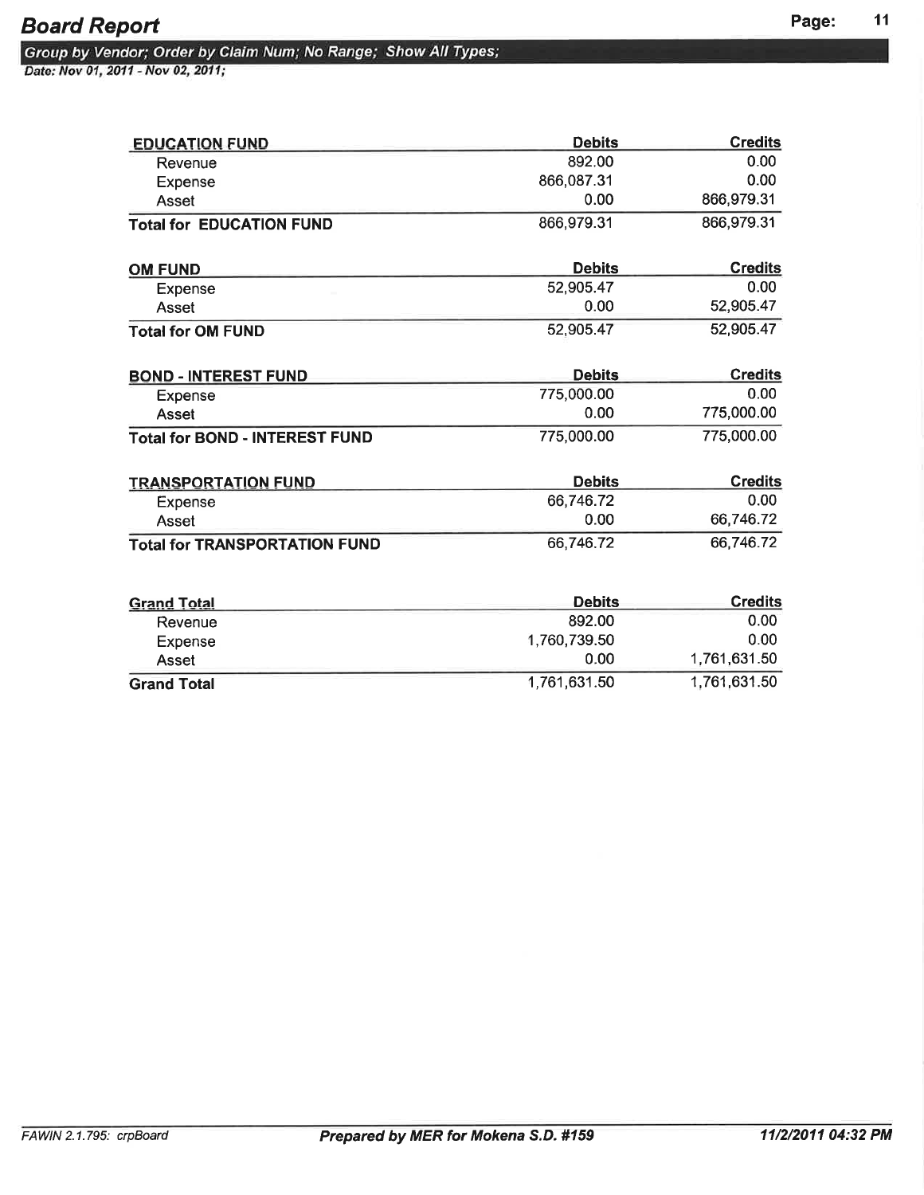# Board Report

*Group by Vendor; Order by Claim Num; No Range; Show All Types;*
*Date: Nov 01, 2011 - Nov 02, 2011;*

| EDUCATION FUND | Debits | Credits |
|---|---|---|
| Revenue | 892.00 | 0.00 |
| Expense | 866,087.31 | 0.00 |
| Asset | 0.00 | 866,979.31 |
| **Total for EDUCATION FUND** | 866,979.31 | 866,979.31 |

| OM FUND | Debits | Credits |
|---|---|---|
| Expense | 52,905.47 | 0.00 |
| Asset | 0.00 | 52,905.47 |
| **Total for OM FUND** | 52,905.47 | 52,905.47 |

| BOND - INTEREST FUND | Debits | Credits |
|---|---|---|
| Expense | 775,000.00 | 0.00 |
| Asset | 0.00 | 775,000.00 |
| **Total for BOND - INTEREST FUND** | 775,000.00 | 775,000.00 |

| TRANSPORTATION FUND | Debits | Credits |
|---|---|---|
| Expense | 66,746.72 | 0.00 |
| Asset | 0.00 | 66,746.72 |
| **Total for TRANSPORTATION FUND** | 66,746.72 | 66,746.72 |

| Grand Total | Debits | Credits |
|---|---|---|
| Revenue | 892.00 | 0.00 |
| Expense | 1,760,739.50 | 0.00 |
| Asset | 0.00 | 1,761,631.50 |
| **Grand Total** | 1,761,631.50 | 1,761,631.50 |

FAWIN 2.1.795: crpBoard — **Prepared by MER for Mokena S.D. #159** — *11/2/2011 04:32 PM*